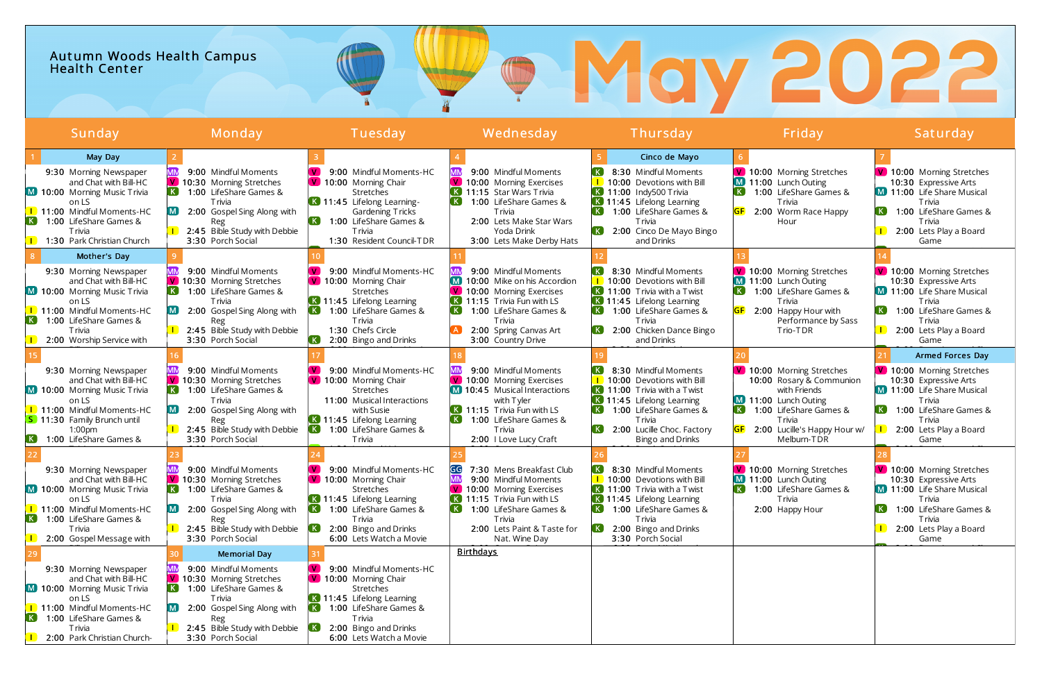# Autumn Woods Health Campus Health Center

# May 2022

| Sunday | Monday | Tuesday | Wednesday | Thursday | Friday | Saturday |
|---|---|---|---|---|---|---|
| **1** May Day<br>9:30 Morning Newspaper and Chat with Bill-HC<br>M 10:00 Morning Music Trivia on LS<br>I 11:00 Mindful Moments-HC<br>K 1:00 LifeShare Games & Trivia<br>I 1:30 Park Christian Church | **2**<br>MM 9:00 Mindful Moments<br>V 10:30 Morning Stretches<br>K 1:00 LifeShare Games & Trivia<br>M 2:00 Gospel Sing Along with Reg<br>I 2:45 Bible Study with Debbie<br>3:30 Porch Social | **3**<br>V 9:00 Mindful Moments-HC<br>V 10:00 Morning Chair Stretches<br>K 11:45 Lifelong Learning-Gardening Tricks<br>K 1:00 LifeShare Games & Trivia<br>1:30 Resident Council-TDR | **4**<br>MM 9:00 Mindful Moments<br>V 10:00 Morning Exercises<br>K 11:15 Star Wars Trivia<br>K 1:00 LifeShare Games & Trivia<br>2:00 Lets Make Star Wars Yoda Drink<br>3:00 Lets Make Derby Hats | **5** Cinco de Mayo<br>K 8:30 Mindful Moments<br>I 10:00 Devotions with Bill<br>K 11:00 Indy500 Trivia<br>K 11:45 Lifelong Learning<br>K 1:00 LifeShare Games & Trivia<br>K 2:00 Cinco De Mayo Bingo and Drinks | **6**<br>V 10:00 Morning Stretches<br>M 11:00 Lunch Outing<br>K 1:00 LifeShare Games & Trivia<br>GF 2:00 Worm Race Happy Hour | **7**<br>V 10:00 Morning Stretches<br>10:30 Expressive Arts<br>M 11:00 Life Share Musical Trivia<br>K 1:00 LifeShare Games & Trivia<br>I 2:00 Lets Play a Board Game |
| **8** Mother's Day<br>9:30 Morning Newspaper and Chat with Bill-HC<br>M 10:00 Morning Music Trivia on LS<br>I 11:00 Mindful Moments-HC<br>K 1:00 LifeShare Games & Trivia<br>I 2:00 Worship Service with | **9**<br>MM 9:00 Mindful Moments<br>V 10:30 Morning Stretches<br>K 1:00 LifeShare Games & Trivia<br>M 2:00 Gospel Sing Along with Reg<br>I 2:45 Bible Study with Debbie<br>3:30 Porch Social | **10**<br>V 9:00 Mindful Moments-HC<br>V 10:00 Morning Chair Stretches<br>K 11:45 Lifelong Learning<br>K 1:00 LifeShare Games & Trivia<br>1:30 Chefs Circle<br>K 2:00 Bingo and Drinks | **11**<br>MM 9:00 Mindful Moments<br>M 10:00 Mike on his Accordion<br>V 10:00 Morning Exercises<br>K 11:15 Trivia Fun with LS<br>K 1:00 LifeShare Games & Trivia<br>A 2:00 Spring Canvas Art<br>3:00 Country Drive | **12**<br>K 8:30 Mindful Moments<br>I 10:00 Devotions with Bill<br>K 11:00 Trivia with a Twist<br>K 11:45 Lifelong Learning<br>K 1:00 LifeShare Games & Trivia<br>K 2:00 Chicken Dance Bingo and Drinks | **13**<br>V 10:00 Morning Stretches<br>M 11:00 Lunch Outing<br>K 1:00 LifeShare Games & Trivia<br>GF 2:00 Happy Hour with Performance by Sass Trio-TDR | **14**<br>V 10:00 Morning Stretches<br>10:30 Expressive Arts<br>M 11:00 Life Share Musical Trivia<br>K 1:00 LifeShare Games & Trivia<br>I 2:00 Lets Play a Board Game |
| **15**<br>9:30 Morning Newspaper and Chat with Bill-HC<br>M 10:00 Morning Music Trivia on LS<br>I 11:00 Mindful Moments-HC<br>S 11:30 Family Brunch until 1:00pm<br>K 1:00 LifeShare Games & | **16**<br>MM 9:00 Mindful Moments<br>V 10:30 Morning Stretches<br>K 1:00 LifeShare Games & Trivia<br>M 2:00 Gospel Sing Along with Reg<br>I 2:45 Bible Study with Debbie<br>3:30 Porch Social | **17**<br>V 9:00 Mindful Moments-HC<br>V 10:00 Morning Chair Stretches<br>11:00 Musical Interactions with Susie<br>K 11:45 Lifelong Learning<br>K 1:00 LifeShare Games & Trivia | **18**<br>MM 9:00 Mindful Moments<br>V 10:00 Morning Exercises<br>M 10:45 Musical Interactions with Tyler<br>K 11:15 Trivia Fun with LS<br>K 1:00 LifeShare Games & Trivia<br>2:00 I Love Lucy Craft | **19**<br>K 8:30 Mindful Moments<br>I 10:00 Devotions with Bill<br>K 11:00 Trivia with a Twist<br>K 11:45 Lifelong Learning<br>K 1:00 LifeShare Games & Trivia<br>K 2:00 Lucille Choc. Factory Bingo and Drinks | **20**<br>V 10:00 Morning Stretches<br>10:00 Rosary & Communion with Friends<br>M 11:00 Lunch Outing<br>K 1:00 LifeShare Games & Trivia<br>GF 2:00 Lucille's Happy Hour w/ Melburn-TDR | **21** Armed Forces Day<br>V 10:00 Morning Stretches<br>10:30 Expressive Arts<br>M 11:00 Life Share Musical Trivia<br>K 1:00 LifeShare Games & Trivia<br>I 2:00 Lets Play a Board Game |
| **22**<br>9:30 Morning Newspaper and Chat with Bill-HC<br>M 10:00 Morning Music Trivia on LS<br>I 11:00 Mindful Moments-HC<br>K 1:00 LifeShare Games & Trivia<br>I 2:00 Gospel Message with | **23**<br>MM 9:00 Mindful Moments<br>V 10:30 Morning Stretches<br>K 1:00 LifeShare Games & Trivia<br>M 2:00 Gospel Sing Along with Reg<br>I 2:45 Bible Study with Debbie<br>3:30 Porch Social | **24**<br>V 9:00 Mindful Moments-HC<br>V 10:00 Morning Chair Stretches<br>K 11:45 Lifelong Learning<br>K 1:00 LifeShare Games & Trivia<br>K 2:00 Bingo and Drinks<br>6:00 Lets Watch a Movie | **25**<br>GG 7:30 Mens Breakfast Club<br>MM 9:00 Mindful Moments<br>V 10:00 Morning Exercises<br>K 11:15 Trivia Fun with LS<br>K 1:00 LifeShare Games & Trivia<br>2:00 Lets Paint & Taste for Nat. Wine Day | **26**<br>K 8:30 Mindful Moments<br>I 10:00 Devotions with Bill<br>K 11:00 Trivia with a Twist<br>K 11:45 Lifelong Learning<br>K 1:00 LifeShare Games & Trivia<br>K 2:00 Bingo and Drinks<br>3:30 Porch Social | **27**<br>V 10:00 Morning Stretches<br>M 11:00 Lunch Outing<br>K 1:00 LifeShare Games & Trivia<br>2:00 Happy Hour | **28**<br>V 10:00 Morning Stretches<br>10:30 Expressive Arts<br>M 11:00 Life Share Musical Trivia<br>K 1:00 LifeShare Games & Trivia<br>I 2:00 Lets Play a Board Game |
| **29**<br>9:30 Morning Newspaper and Chat with Bill-HC<br>M 10:00 Morning Music Trivia on LS<br>I 11:00 Mindful Moments-HC<br>K 1:00 LifeShare Games & Trivia<br>I 2:00 Park Christian Church- | **30** Memorial Day<br>MM 9:00 Mindful Moments<br>V 10:30 Morning Stretches<br>K 1:00 LifeShare Games & Trivia<br>M 2:00 Gospel Sing Along with Reg<br>I 2:45 Bible Study with Debbie<br>3:30 Porch Social | **31**<br>V 9:00 Mindful Moments-HC<br>V 10:00 Morning Chair Stretches<br>K 11:45 Lifelong Learning<br>K 1:00 LifeShare Games & Trivia<br>K 2:00 Bingo and Drinks<br>6:00 Lets Watch a Movie | Birthdays | | | |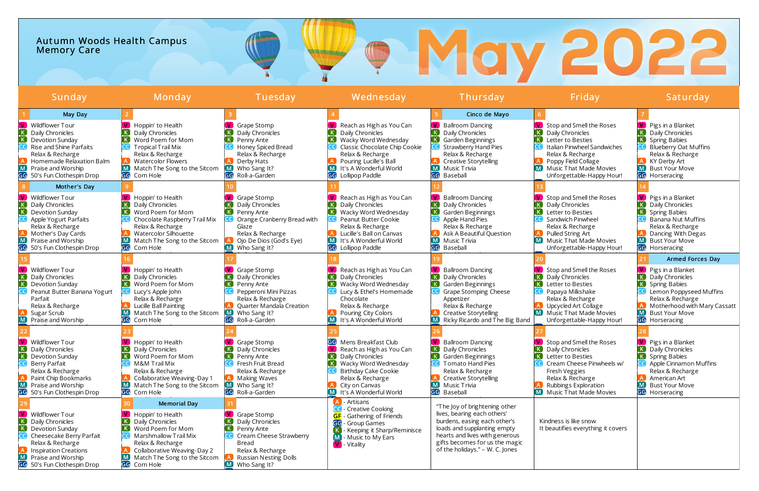Autum Woods Health Campus
Memory Care

# May 2022

| Sunday | Monday | Tuesday | Wednesday | Thursday | Friday | Saturday |
|---|---|---|---|---|---|---|
| 1 **May Day**<br>V Wildflower Tour<br>K Daily Chronicles<br>K Devotion Sunday<br>CC Rise and Shine Parfaits<br>Relax & Recharge<br>A Homemade Relaxation Balm<br>M Praise and Worship<br>GG 50's Fun Clothespin Drop | 2<br>V Hoppin' to Health<br>K Daily Chronicles<br>K Word Poem for Mom<br>CC Tropical Trail Mix<br>Relax & Recharge<br>A Watercolor Flowers<br>M Match The Song to the Sitcom<br>GG Corn Hole | 3<br>V Grape Stomp<br>K Daily Chronicles<br>K Penny Ante<br>CC Honey Spiced Bread<br>Relax & Recharge<br>A Derby Hats<br>M Who Sang It?<br>GG Roll-a-Garden | 4<br>V Reach as High as You Can<br>K Daily Chronicles<br>K Wacky Word Wednesday<br>CC Classic Chocolate Chip Cookie<br>Relax & Recharge<br>A Pouring Lucille's Ball<br>M It's A Wonderful World<br>GG Lollipop Paddle | 5 **Cinco de Mayo**<br>V Ballroom Dancing<br>K Daily Chronicles<br>K Garden Beginnings<br>CC Strawberry Hand Pies<br>Relax & Recharge<br>A Creative Storytelling<br>M Music Trivia<br>GG Baseball | 6<br>V Stop and Smell the Roses<br>K Daily Chronicles<br>K Letter to Besties<br>CC Italian Pinwheel Sandwiches<br>Relax & Recharge<br>A Poppy Field Collage<br>M Music That Made Movies<br>Unforgettable-Happy Hour! | 7<br>V Pigs in a Blanket<br>K Daily Chronicles<br>K Spring Babies<br>CC Blueberry Oat Muffins<br>Relax & Recharge<br>A KY Derby Art<br>M Bust Your Move<br>GG Horseracing |
| 8 **Mother's Day**<br>V Wildflower Tour<br>K Daily Chronicles<br>K Devotion Sunday<br>CC Apple Yogurt Parfaits<br>Relax & Recharge<br>A Mother's Day Cards<br>M Praise and Worship<br>GG 50's Fun Clothespin Drop | 9<br>V Hoppin' to Health<br>K Daily Chronicles<br>K Word Poem for Mom<br>CC Chocolate Raspberry Trail Mix<br>Relax & Recharge<br>A Watercolor Silhouette<br>M Match The Song to the Sitcom<br>GG Corn Hole | 10<br>V Grape Stomp<br>K Daily Chronicles<br>K Penny Ante<br>CC Orange Cranberry Bread with Glaze<br>Relax & Recharge<br>A Ojo De Dios (God's Eye)<br>M Who Sang It? | 11<br>V Reach as High as You Can<br>K Daily Chronicles<br>K Wacky Word Wednesday<br>CC Peanut Butter Cookie<br>A Lucille's Ball on Canvas<br>M It's A Wonderful World<br>GG Lollipop Paddle | 12<br>V Ballroom Dancing<br>K Daily Chronicles<br>K Garden Beginnings<br>CC Apple Hand Pies<br>Relax & Recharge<br>A Ask A Beautiful Question<br>M Music Trivia<br>GG Baseball | 13<br>V Stop and Smell the Roses<br>K Daily Chronicles<br>K Letter to Besties<br>CC Sandwich Pinwheel<br>Relax & Recharge<br>A Pulled String Art<br>M Music That Made Movies<br>Unforgettable-Happy Hour! | 14<br>V Pigs in a Blanket<br>K Daily Chronicles<br>K Spring Babies<br>CC Banana Nut Muffins<br>Relax & Recharge<br>A Dancing With Degas<br>M Bust Your Move<br>GG Horseracing |
| 15<br>V Wildflower Tour<br>K Daily Chronicles<br>K Devotion Sunday<br>CC Peanut Butter Banana Yogurt Parfait<br>Relax & Recharge<br>A Sugar Scrub<br>M Praise and Worship | 16<br>V Hoppin' to Health<br>K Daily Chronicles<br>K Word Poem for Mom<br>CC Lucy's Apple John<br>Relax & Recharge<br>A Lucille Ball Painting<br>M Match The Song to the Sitcom<br>GG Corn Hole | 17<br>V Grape Stomp<br>K Daily Chronicles<br>K Penny Ante<br>CC Pepperoni Mini Pizzas<br>Relax & Recharge<br>A Quarter Mandala Creation<br>M Who Sang It?<br>GG Roll-a-Garden | 18<br>V Reach as High as You Can<br>K Daily Chronicles<br>K Wacky Word Wednesday<br>CC Lucy & Ethel's Homemade Chocolate<br>Relax & Recharge<br>A Pouring City Colors<br>M It's A Wonderful World | 19<br>V Ballroom Dancing<br>K Daily Chronicles<br>K Garden Beginnings<br>CC Grape Stomping Cheese Appetizer<br>Relax & Recharge<br>A Creative Storytelling<br>M Ricky Ricardo and The Big Band | 20<br>V Stop and Smell the Roses<br>K Daily Chronicles<br>K Letter to Besties<br>CC Papaya Milkshake<br>Relax & Recharge<br>A Upcycled Art Collage<br>M Music That Made Movies<br>Unforgettable-Happy Hour! | 21 **Armed Forces Day**<br>V Pigs in a Blanket<br>K Daily Chronicles<br>K Spring Babies<br>CC Lemon Poppyseed Muffins<br>Relax & Recharge<br>A Motherhood with Mary Cassatt<br>M Bust Your Move<br>GG Horseracing |
| 22<br>V Wildflower Tour<br>K Daily Chronicles<br>K Devotion Sunday<br>CC Berry Parfait<br>Relax & Recharge<br>A Paint Chip Bookmarks<br>M Praise and Worship<br>GG 50's Fun Clothespin Drop | 23<br>V Hoppin' to Health<br>K Daily Chronicles<br>K Word Poem for Mom<br>CC M&M Trail Mix<br>Relax & Recharge<br>A Collaborative Weaving-Day 1<br>M Match The Song to the Sitcom<br>GG Corn Hole | 24<br>V Grape Stomp<br>K Daily Chronicles<br>K Penny Ante<br>CC Fresh Fruit Bread<br>Relax & Recharge<br>A Making Waves<br>M Who Sang It?<br>GG Roll-a-Garden | 25<br>GG Mens Breakfast Club<br>V Reach as High as You Can<br>K Daily Chronicles<br>K Wacky Word Wednesday<br>CC Birthday Cake Cookie<br>Relax & Recharge<br>A City on Canvas<br>M It's A Wonderful World | 26<br>V Ballroom Dancing<br>K Daily Chronicles<br>K Garden Beginnings<br>CC Tomato Hand Pies<br>Relax & Recharge<br>A Creative Storytelling<br>M Music Trivia<br>GG Baseball | 27<br>V Stop and Smell the Roses<br>K Daily Chronicles<br>K Letter to Besties<br>CC Cream Cheese Pinwheels w/ Fresh Veggies<br>Relax & Recharge<br>A Rubbings Exploration<br>M Music That Made Movies | 28<br>V Pigs in a Blanket<br>K Daily Chronicles<br>K Spring Babies<br>CC Apple Cinnamon Muffins<br>Relax & Recharge<br>A American Art<br>M Bust Your Move<br>GG Horseracing |
| 29<br>V Wildflower Tour<br>K Daily Chronicles<br>K Devotion Sunday<br>CC Cheesecake Berry Parfait<br>Relax & Recharge<br>A Inspiration Creations<br>M Praise and Worship<br>GG 50's Fun Clothespin Drop | 30 **Memorial Day**<br>V Hoppin' to Health<br>K Daily Chronicles<br>K Word Poem for Mom<br>CC Marshmallow Trail Mix<br>Relax & Recharge<br>A Collaborative Weaving-Day 2<br>M Match The Song to the Sitcom<br>GG Corn Hole | 31<br>V Grape Stomp<br>K Daily Chronicles<br>K Penny Ante<br>CC Cream Cheese Strawberry Bread<br>Relax & Recharge<br>A Russian Nesting Dolls<br>M Who Sang It? | A - Artisans<br>CC - Creative Cooking<br>GF - Gathering of Friends<br>GG - Group Games<br>K - Keeping it Sharp/Reminisce<br>M - Music to My Ears<br>V - Vitality | "The Joy of brightening other lives, bearing each others' burdens, easing each other's loads and supplanting empty hearts and lives with generous gifts becomes for us the magic of the holidays." ~ W. C. Jones | Kindness is like snow<br>It beautifies everything it covers | |